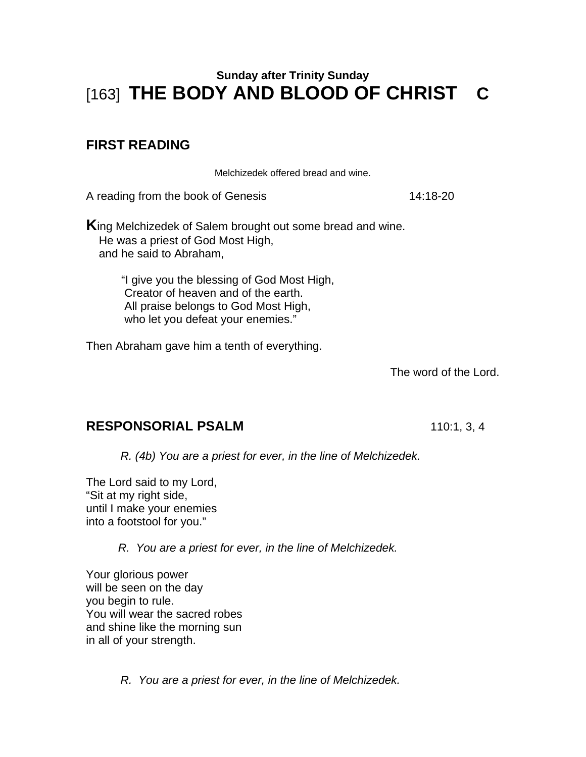**Sunday after Trinity Sunday**

# [163] THE BODY AND BLOOD OF CHRIST C

## FIRST READING

Melchizedek offered bread and wine.

A reading from the book of Genesis 14:18-20

**K**ing Melchizedek of Salem brought out some bread and wine.
He was a priest of God Most High,
and he said to Abraham,

"I give you the blessing of God Most High,
Creator of heaven and of the earth.
All praise belongs to God Most High,
who let you defeat your enemies."

Then Abraham gave him a tenth of everything.

The word of the Lord.

## RESPONSORIAL PSALM 110:1, 3, 4

*R. (4b) You are a priest for ever, in the line of Melchizedek.*

The Lord said to my Lord,
"Sit at my right side,
until I make your enemies
into a footstool for you."

*R. You are a priest for ever, in the line of Melchizedek.*

Your glorious power
will be seen on the day
you begin to rule.
You will wear the sacred robes
and shine like the morning sun
in all of your strength.

*R. You are a priest for ever, in the line of Melchizedek.*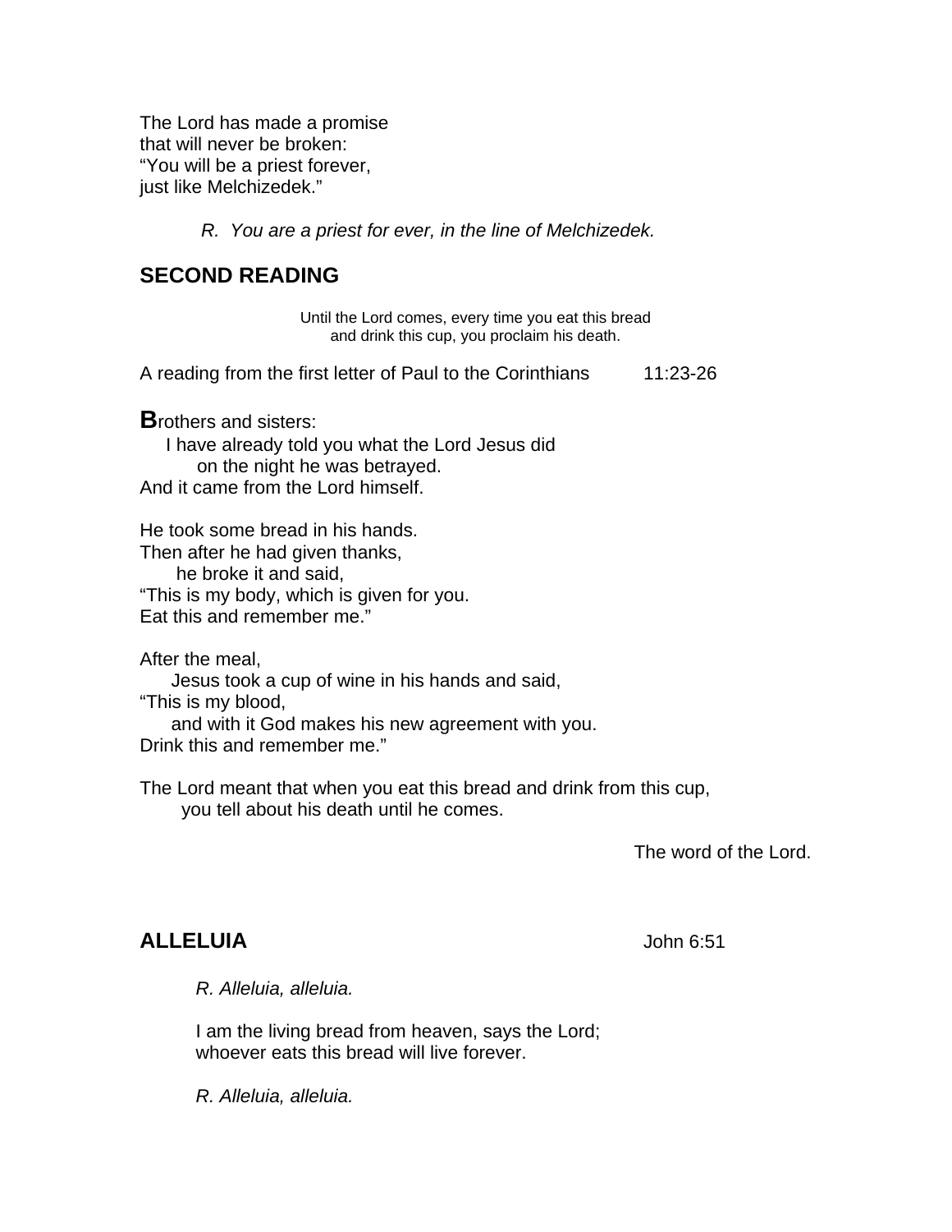The Lord has made a promise
that will never be broken:
"You will be a priest forever,
just like Melchizedek."

*R. You are a priest for ever, in the line of Melchizedek.*

## SECOND READING

Until the Lord comes, every time you eat this bread
and drink this cup, you proclaim his death.

A reading from the first letter of Paul to the Corinthians 11:23-26

**B**rothers and sisters:
I have already told you what the Lord Jesus did
on the night he was betrayed.
And it came from the Lord himself.

He took some bread in his hands.
Then after he had given thanks,
he broke it and said,
"This is my body, which is given for you.
Eat this and remember me."

After the meal,
Jesus took a cup of wine in his hands and said,
"This is my blood,
and with it God makes his new agreement with you.
Drink this and remember me."

The Lord meant that when you eat this bread and drink from this cup,
you tell about his death until he comes.

The word of the Lord.

## ALLELUIA

John 6:51

*R. Alleluia, alleluia.*

I am the living bread from heaven, says the Lord;
whoever eats this bread will live forever.

*R. Alleluia, alleluia.*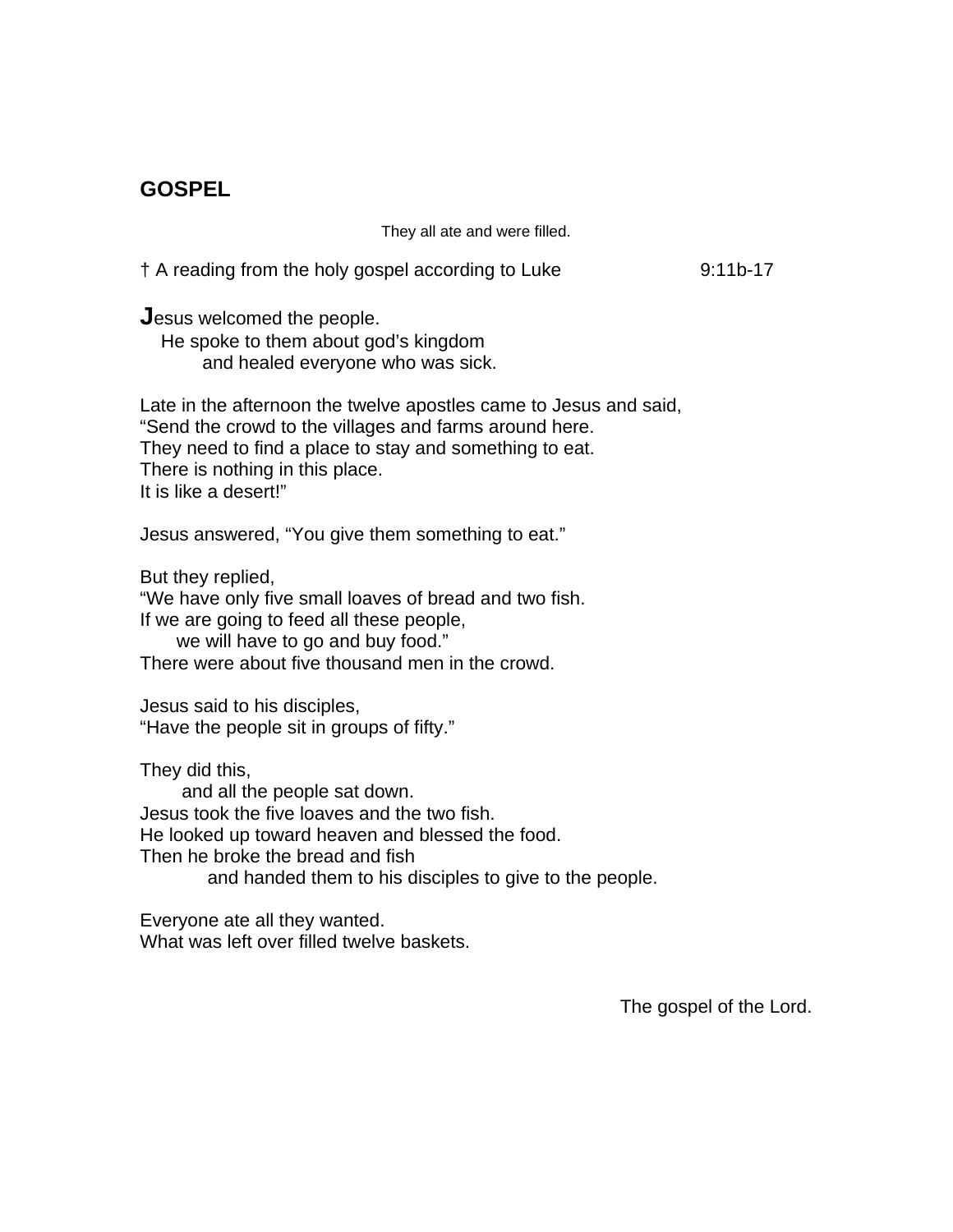## GOSPEL

They all ate and were filled.

† A reading from the holy gospel according to Luke 9:11b-17

**J**esus welcomed the people.
He spoke to them about god's kingdom
and healed everyone who was sick.

Late in the afternoon the twelve apostles came to Jesus and said,
"Send the crowd to the villages and farms around here.
They need to find a place to stay and something to eat.
There is nothing in this place.
It is like a desert!"

Jesus answered, "You give them something to eat."

But they replied,
"We have only five small loaves of bread and two fish.
If we are going to feed all these people,
we will have to go and buy food."
There were about five thousand men in the crowd.

Jesus said to his disciples,
"Have the people sit in groups of fifty."

They did this,
and all the people sat down.
Jesus took the five loaves and the two fish.
He looked up toward heaven and blessed the food.
Then he broke the bread and fish
and handed them to his disciples to give to the people.

Everyone ate all they wanted.
What was left over filled twelve baskets.

The gospel of the Lord.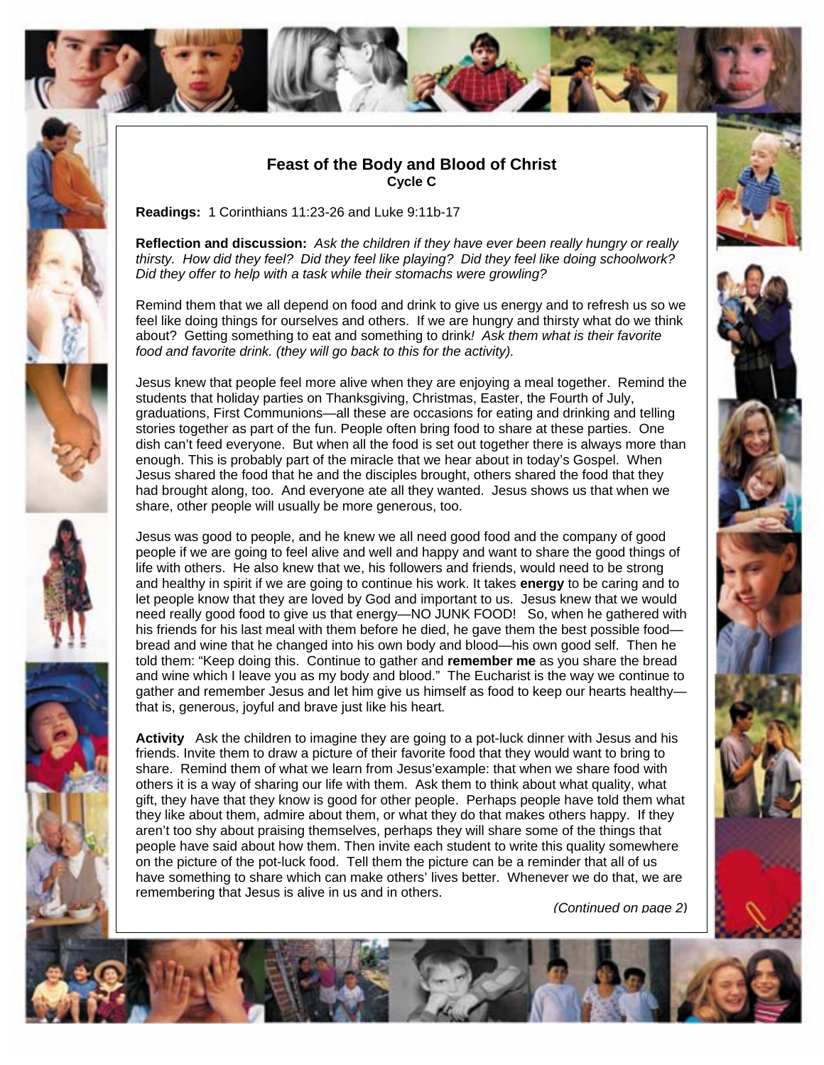## Feast of the Body and Blood of Christ
### Cycle C

**Readings:** 1 Corinthians 11:23-26 and Luke 9:11b-17

**Reflection and discussion:** *Ask the children if they have ever been really hungry or really thirsty. How did they feel? Did they feel like playing? Did they feel like doing schoolwork? Did they offer to help with a task while their stomachs were growling?*

Remind them that we all depend on food and drink to give us energy and to refresh us so we feel like doing things for ourselves and others. If we are hungry and thirsty what do we think about? Getting something to eat and something to drink*! Ask them what is their favorite food and favorite drink. (they will go back to this for the activity).*

Jesus knew that people feel more alive when they are enjoying a meal together. Remind the students that holiday parties on Thanksgiving, Christmas, Easter, the Fourth of July, graduations, First Communions—all these are occasions for eating and drinking and telling stories together as part of the fun. People often bring food to share at these parties. One dish can't feed everyone. But when all the food is set out together there is always more than enough. This is probably part of the miracle that we hear about in today's Gospel. When Jesus shared the food that he and the disciples brought, others shared the food that they had brought along, too. And everyone ate all they wanted. Jesus shows us that when we share, other people will usually be more generous, too.

Jesus was good to people, and he knew we all need good food and the company of good people if we are going to feel alive and well and happy and want to share the good things of life with others. He also knew that we, his followers and friends, would need to be strong and healthy in spirit if we are going to continue his work. It takes **energy** to be caring and to let people know that they are loved by God and important to us. Jesus knew that we would need really good food to give us that energy—NO JUNK FOOD! So, when he gathered with his friends for his last meal with them before he died, he gave them the best possible food—bread and wine that he changed into his own body and blood—his own good self. Then he told them: "Keep doing this. Continue to gather and **remember me** as you share the bread and wine which I leave you as my body and blood." The Eucharist is the way we continue to gather and remember Jesus and let him give us himself as food to keep our hearts healthy—that is, generous, joyful and brave just like his heart*.*

**Activity** Ask the children to imagine they are going to a pot-luck dinner with Jesus and his friends. Invite them to draw a picture of their favorite food that they would want to bring to share. Remind them of what we learn from Jesus'example: that when we share food with others it is a way of sharing our life with them. Ask them to think about what quality, what gift, they have that they know is good for other people. Perhaps people have told them what they like about them, admire about them, or what they do that makes others happy. If they aren't too shy about praising themselves, perhaps they will share some of the things that people have said about how them. Then invite each student to write this quality somewhere on the picture of the pot-luck food. Tell them the picture can be a reminder that all of us have something to share which can make others' lives better. Whenever we do that, we are remembering that Jesus is alive in us and in others.

*(Continued on page 2)*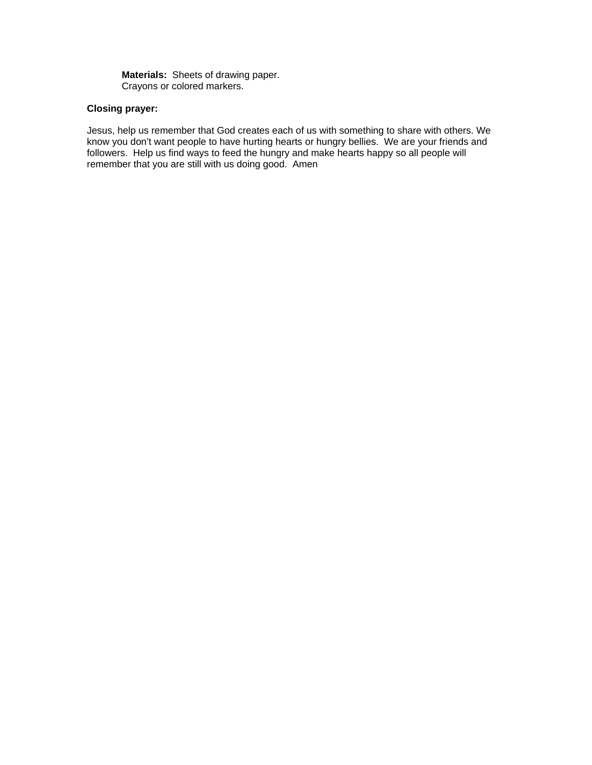**Materials:** Sheets of drawing paper.
Crayons or colored markers.

**Closing prayer:**

Jesus, help us remember that God creates each of us with something to share with others. We know you don't want people to have hurting hearts or hungry bellies. We are your friends and followers. Help us find ways to feed the hungry and make hearts happy so all people will remember that you are still with us doing good. Amen